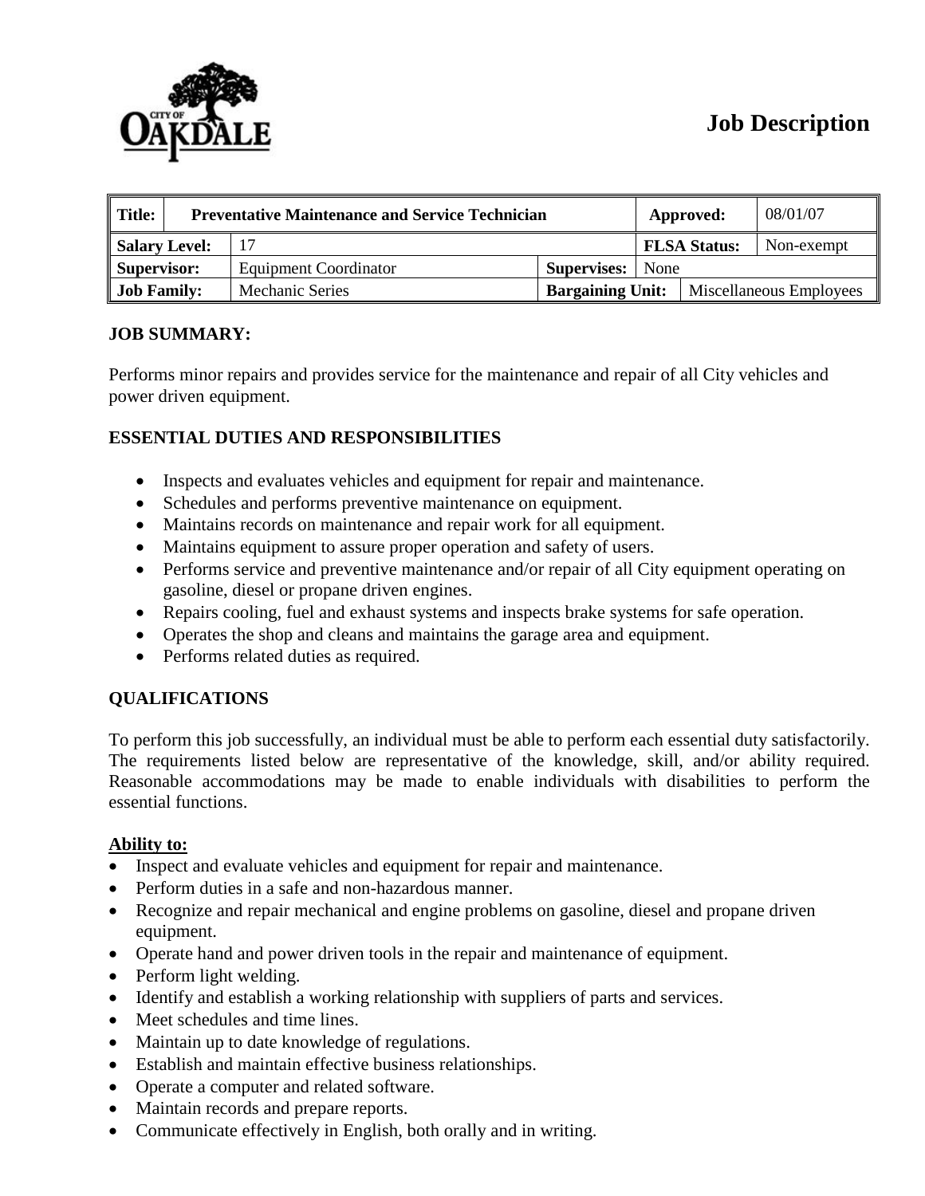# Job Description

| Title: | Preventative Maintenance and Service Technician | | | Approved: | 08/01/07 |
|---|---|---|---|---|---|
| Salary Level: | 17 | | | FLSA Status: | Non-exempt |
| Supervisor: | Equipment Coordinator | Supervises: | None | | |
| Job Family: | Mechanic Series | Bargaining Unit: | Miscellaneous Employees | | |

## JOB SUMMARY:

Performs minor repairs and provides service for the maintenance and repair of all City vehicles and power driven equipment.

## ESSENTIAL DUTIES AND RESPONSIBILITIES

- Inspects and evaluates vehicles and equipment for repair and maintenance.
- Schedules and performs preventive maintenance on equipment.
- Maintains records on maintenance and repair work for all equipment.
- Maintains equipment to assure proper operation and safety of users.
- Performs service and preventive maintenance and/or repair of all City equipment operating on gasoline, diesel or propane driven engines.
- Repairs cooling, fuel and exhaust systems and inspects brake systems for safe operation.
- Operates the shop and cleans and maintains the garage area and equipment.
- Performs related duties as required.

## QUALIFICATIONS

To perform this job successfully, an individual must be able to perform each essential duty satisfactorily. The requirements listed below are representative of the knowledge, skill, and/or ability required. Reasonable accommodations may be made to enable individuals with disabilities to perform the essential functions.

**Ability to:**

- Inspect and evaluate vehicles and equipment for repair and maintenance.
- Perform duties in a safe and non-hazardous manner.
- Recognize and repair mechanical and engine problems on gasoline, diesel and propane driven equipment.
- Operate hand and power driven tools in the repair and maintenance of equipment.
- Perform light welding.
- Identify and establish a working relationship with suppliers of parts and services.
- Meet schedules and time lines.
- Maintain up to date knowledge of regulations.
- Establish and maintain effective business relationships.
- Operate a computer and related software.
- Maintain records and prepare reports.
- Communicate effectively in English, both orally and in writing.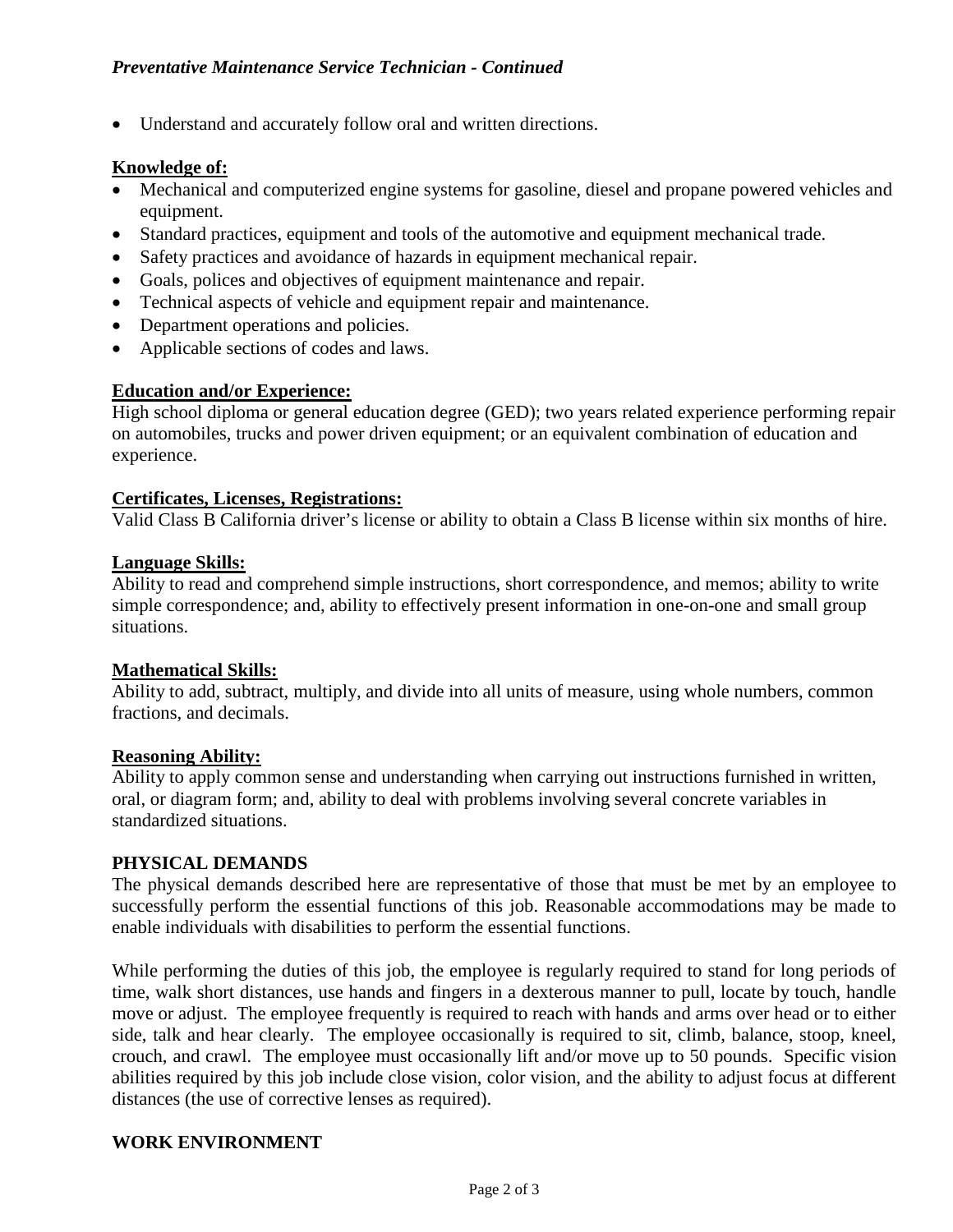- Understand and accurately follow oral and written directions.

**Knowledge of:**

- Mechanical and computerized engine systems for gasoline, diesel and propane powered vehicles and equipment.
- Standard practices, equipment and tools of the automotive and equipment mechanical trade.
- Safety practices and avoidance of hazards in equipment mechanical repair.
- Goals, polices and objectives of equipment maintenance and repair.
- Technical aspects of vehicle and equipment repair and maintenance.
- Department operations and policies.
- Applicable sections of codes and laws.

**Education and/or Experience:**

High school diploma or general education degree (GED); two years related experience performing repair on automobiles, trucks and power driven equipment; or an equivalent combination of education and experience.

**Certificates, Licenses, Registrations:**

Valid Class B California driver's license or ability to obtain a Class B license within six months of hire.

**Language Skills:**

Ability to read and comprehend simple instructions, short correspondence, and memos; ability to write simple correspondence; and, ability to effectively present information in one-on-one and small group situations.

**Mathematical Skills:**

Ability to add, subtract, multiply, and divide into all units of measure, using whole numbers, common fractions, and decimals.

**Reasoning Ability:**

Ability to apply common sense and understanding when carrying out instructions furnished in written, oral, or diagram form; and, ability to deal with problems involving several concrete variables in standardized situations.

## PHYSICAL DEMANDS

The physical demands described here are representative of those that must be met by an employee to successfully perform the essential functions of this job. Reasonable accommodations may be made to enable individuals with disabilities to perform the essential functions.

While performing the duties of this job, the employee is regularly required to stand for long periods of time, walk short distances, use hands and fingers in a dexterous manner to pull, locate by touch, handle move or adjust. The employee frequently is required to reach with hands and arms over head or to either side, talk and hear clearly. The employee occasionally is required to sit, climb, balance, stoop, kneel, crouch, and crawl. The employee must occasionally lift and/or move up to 50 pounds. Specific vision abilities required by this job include close vision, color vision, and the ability to adjust focus at different distances (the use of corrective lenses as required).

## WORK ENVIRONMENT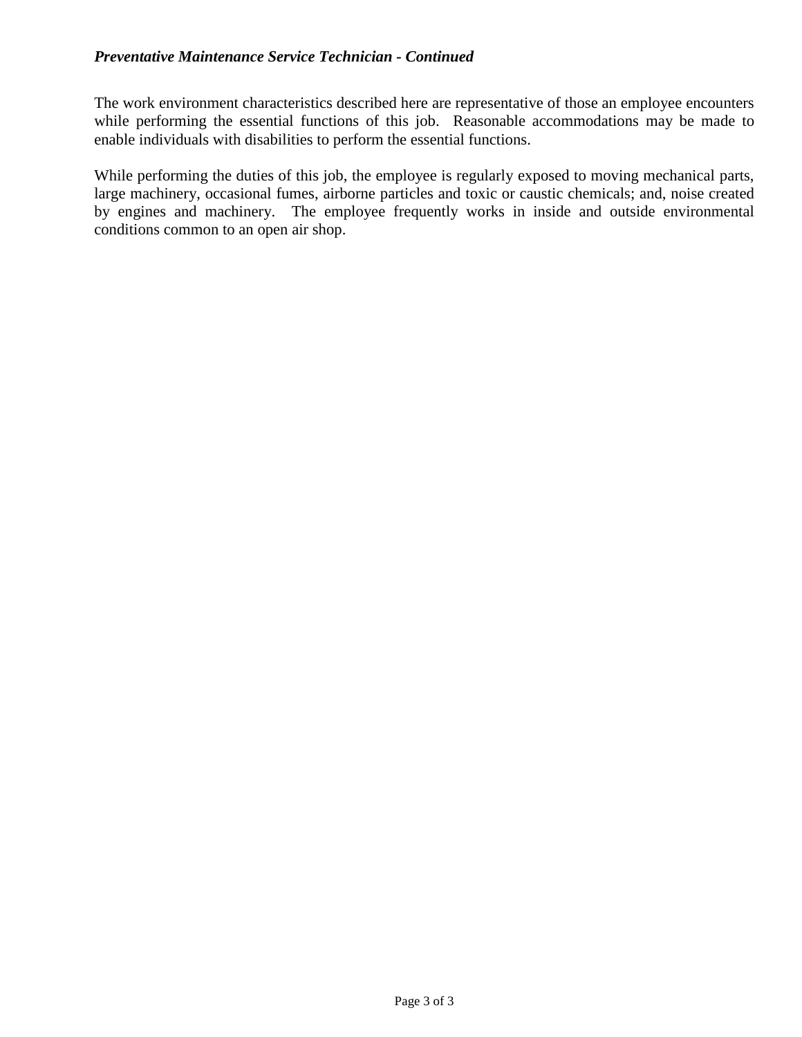*Preventative Maintenance Service Technician - Continued*

The work environment characteristics described here are representative of those an employee encounters while performing the essential functions of this job. Reasonable accommodations may be made to enable individuals with disabilities to perform the essential functions.

While performing the duties of this job, the employee is regularly exposed to moving mechanical parts, large machinery, occasional fumes, airborne particles and toxic or caustic chemicals; and, noise created by engines and machinery. The employee frequently works in inside and outside environmental conditions common to an open air shop.